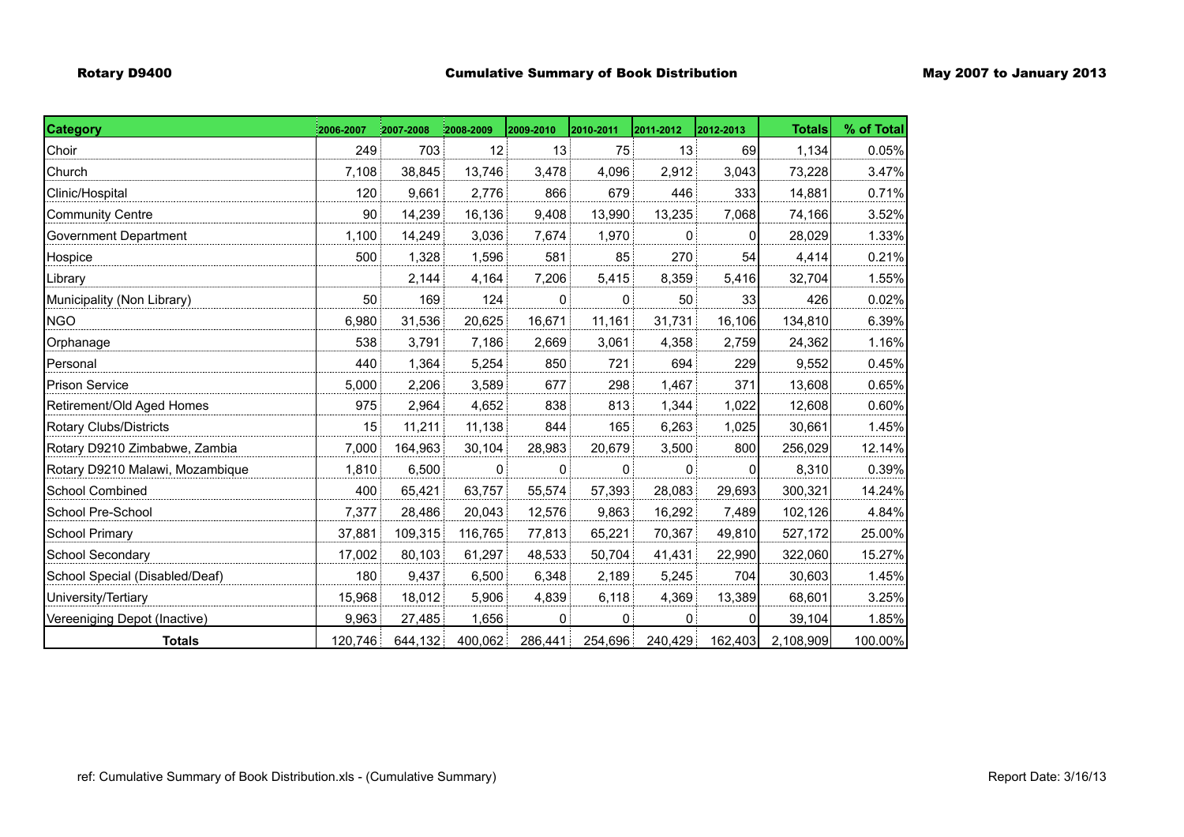**Rotary D9400** **Cumulative Summary of Book Distribution** **May 2007 to January 2013**

| Category | 2006-2007 | 2007-2008 | 2008-2009 | 2009-2010 | 2010-2011 | 2011-2012 | 2012-2013 | Totals | % of Total |
|---|---|---|---|---|---|---|---|---|---|
| Choir | 249 | 703 | 12 | 13 | 75 | 13 | 69 | 1,134 | 0.05% |
| Church | 7,108 | 38,845 | 13,746 | 3,478 | 4,096 | 2,912 | 3,043 | 73,228 | 3.47% |
| Clinic/Hospital | 120 | 9,661 | 2,776 | 866 | 679 | 446 | 333 | 14,881 | 0.71% |
| Community Centre | 90 | 14,239 | 16,136 | 9,408 | 13,990 | 13,235 | 7,068 | 74,166 | 3.52% |
| Government Department | 1,100 | 14,249 | 3,036 | 7,674 | 1,970 | 0 | 0 | 28,029 | 1.33% |
| Hospice | 500 | 1,328 | 1,596 | 581 | 85 | 270 | 54 | 4,414 | 0.21% |
| Library | | 2,144 | 4,164 | 7,206 | 5,415 | 8,359 | 5,416 | 32,704 | 1.55% |
| Municipality (Non Library) | 50 | 169 | 124 | 0 | 0 | 50 | 33 | 426 | 0.02% |
| NGO | 6,980 | 31,536 | 20,625 | 16,671 | 11,161 | 31,731 | 16,106 | 134,810 | 6.39% |
| Orphanage | 538 | 3,791 | 7,186 | 2,669 | 3,061 | 4,358 | 2,759 | 24,362 | 1.16% |
| Personal | 440 | 1,364 | 5,254 | 850 | 721 | 694 | 229 | 9,552 | 0.45% |
| Prison Service | 5,000 | 2,206 | 3,589 | 677 | 298 | 1,467 | 371 | 13,608 | 0.65% |
| Retirement/Old Aged Homes | 975 | 2,964 | 4,652 | 838 | 813 | 1,344 | 1,022 | 12,608 | 0.60% |
| Rotary Clubs/Districts | 15 | 11,211 | 11,138 | 844 | 165 | 6,263 | 1,025 | 30,661 | 1.45% |
| Rotary D9210 Zimbabwe, Zambia | 7,000 | 164,963 | 30,104 | 28,983 | 20,679 | 3,500 | 800 | 256,029 | 12.14% |
| Rotary D9210 Malawi, Mozambique | 1,810 | 6,500 | 0 | 0 | 0 | 0 | 0 | 8,310 | 0.39% |
| School Combined | 400 | 65,421 | 63,757 | 55,574 | 57,393 | 28,083 | 29,693 | 300,321 | 14.24% |
| School Pre-School | 7,377 | 28,486 | 20,043 | 12,576 | 9,863 | 16,292 | 7,489 | 102,126 | 4.84% |
| School Primary | 37,881 | 109,315 | 116,765 | 77,813 | 65,221 | 70,367 | 49,810 | 527,172 | 25.00% |
| School Secondary | 17,002 | 80,103 | 61,297 | 48,533 | 50,704 | 41,431 | 22,990 | 322,060 | 15.27% |
| School Special (Disabled/Deaf) | 180 | 9,437 | 6,500 | 6,348 | 2,189 | 5,245 | 704 | 30,603 | 1.45% |
| University/Tertiary | 15,968 | 18,012 | 5,906 | 4,839 | 6,118 | 4,369 | 13,389 | 68,601 | 3.25% |
| Vereeniging Depot (Inactive) | 9,963 | 27,485 | 1,656 | 0 | 0 | 0 | 0 | 39,104 | 1.85% |
| **Totals** | 120,746 | 644,132 | 400,062 | 286,441 | 254,696 | 240,429 | 162,403 | 2,108,909 | 100.00% |

ref: Cumulative Summary of Book Distribution.xls - (Cumulative Summary) Report Date: 3/16/13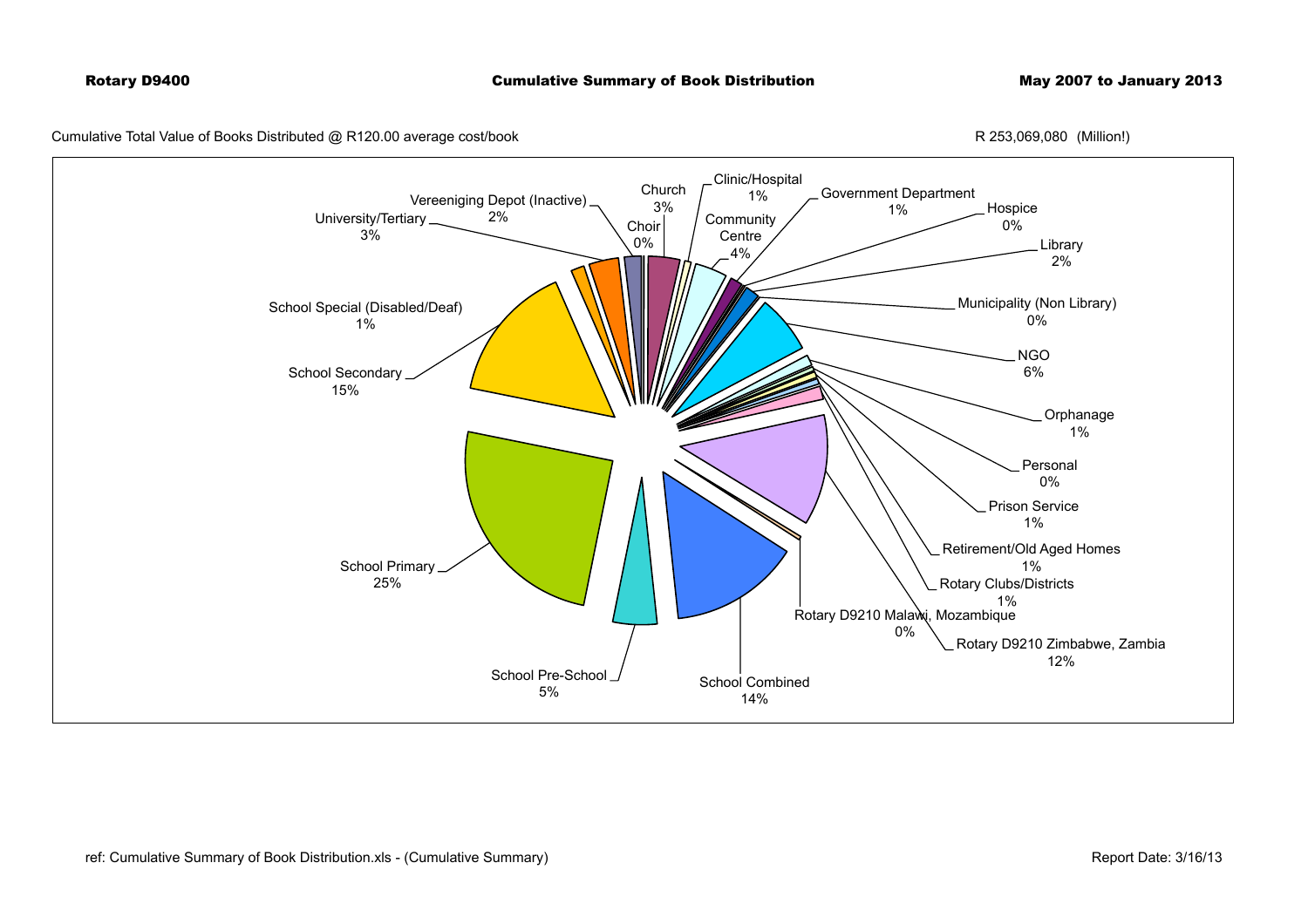**Rotary D9400** **Cumulative Summary of Book Distribution** **May 2007 to January 2013**

Cumulative Total Value of Books Distributed @ R120.00 average cost/book R 253,069,080 (Million!)

| Category | Percentage |
|---|---|
| Choir | 0% |
| Church | 3% |
| Clinic/Hospital | 1% |
| Community Centre | 4% |
| Government Department | 1% |
| Hospice | 0% |
| Library | 2% |
| Municipality (Non Library) | 0% |
| NGO | 6% |
| Orphanage | 1% |
| Personal | 0% |
| Prison Service | 1% |
| Retirement/Old Aged Homes | 1% |
| Rotary Clubs/Districts | 1% |
| Rotary D9210 Zimbabwe, Zambia | 12% |
| Rotary D9210 Malawi, Mozambique | 0% |
| School Combined | 14% |
| School Pre-School | 5% |
| School Primary | 25% |
| School Secondary | 15% |
| School Special (Disabled/Deaf) | 1% |
| University/Tertiary | 3% |
| Vereeniging Depot (Inactive) | 2% |

ref: Cumulative Summary of Book Distribution.xls - (Cumulative Summary) Report Date: 3/16/13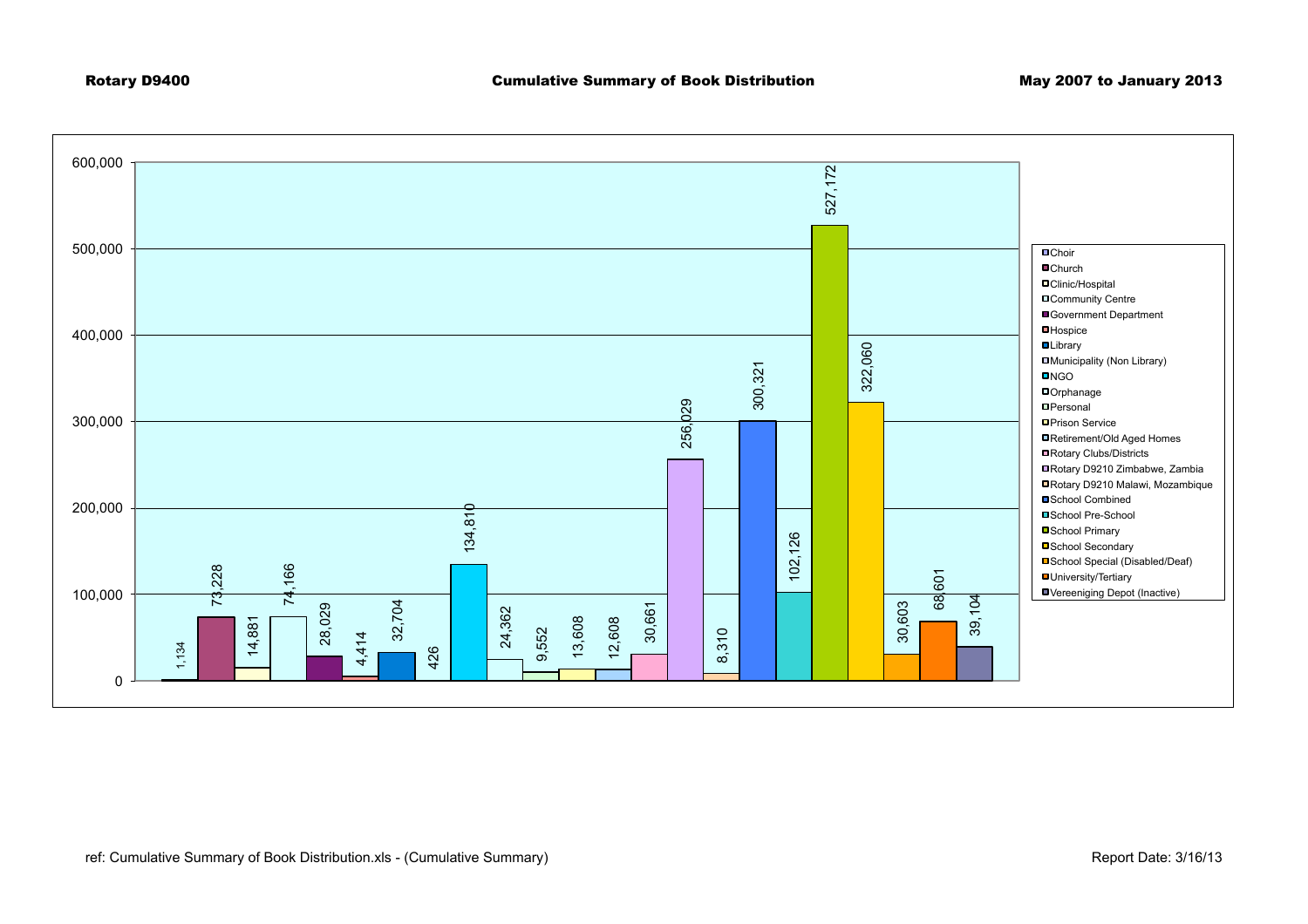Rotary D9400

**Cumulative Summary of Book Distribution**

May 2007 to January 2013

600,000
500,000
400,000
300,000
200,000
100,000
0

1,134
73,228
14,881
74,166
28,029
4,414
32,704
426
134,810
24,362
9,552
13,608
12,608
30,661
256,029
8,310
300,321
102,126
527,172
322,060
30,603
68,601
39,104

Choir
Church
Clinic/Hospital
Community Centre
Government Department
Hospice
Library
Municipality (Non Library)
NGO
Orphanage
Personal
Prison Service
Retirement/Old Aged Homes
Rotary Clubs/Districts
Rotary D9210 Zimbabwe, Zambia
Rotary D9210 Malawi, Mozambique
School Combined
School Pre-School
School Primary
School Secondary
School Special (Disabled/Deaf)
University/Tertiary
Vereeniging Depot (Inactive)

ref: Cumulative Summary of Book Distribution.xls - (Cumulative Summary)

Report Date: 3/16/13